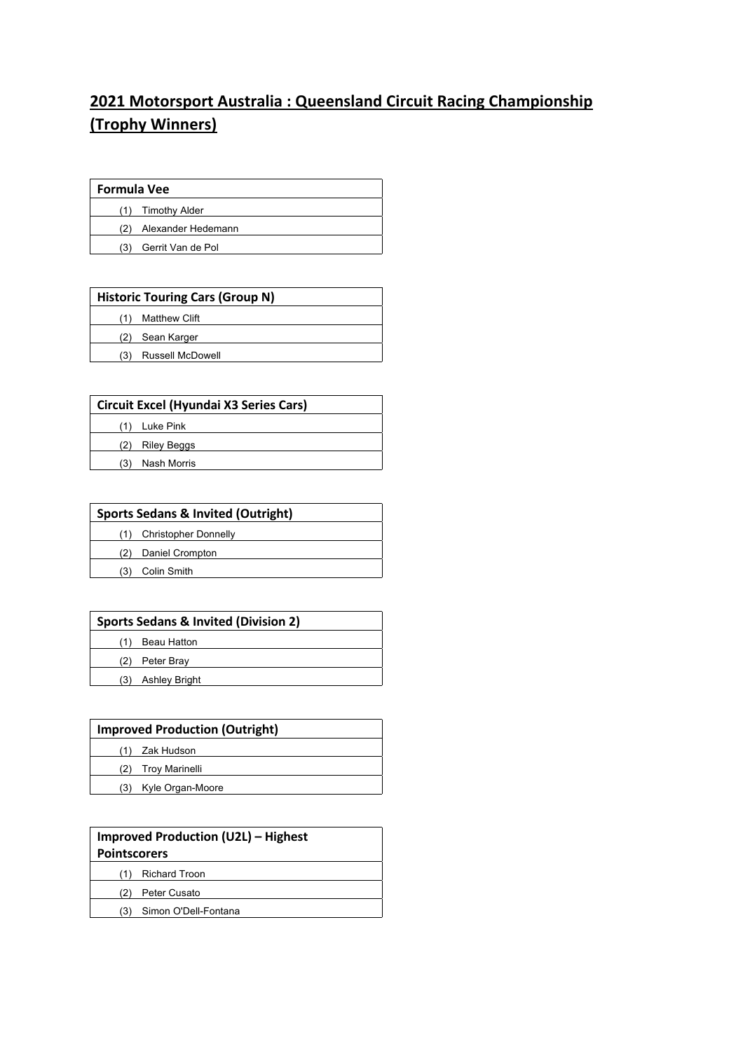# 2021 Motorsport Australia : Queensland Circuit Racing Championship (Trophy Winners)

| Formula Vee |
| --- |
| (1) Timothy Alder |
| (2) Alexander Hedemann |
| (3) Gerrit Van de Pol |

| Historic Touring Cars (Group N) |
| --- |
| (1) Matthew Clift |
| (2) Sean Karger |
| (3) Russell McDowell |

| Circuit Excel (Hyundai X3 Series Cars) |
| --- |
| (1) Luke Pink |
| (2) Riley Beggs |
| (3) Nash Morris |

| Sports Sedans & Invited (Outright) |
| --- |
| (1) Christopher Donnelly |
| (2) Daniel Crompton |
| (3) Colin Smith |

| Sports Sedans & Invited (Division 2) |
| --- |
| (1) Beau Hatton |
| (2) Peter Bray |
| (3) Ashley Bright |

| Improved Production (Outright) |
| --- |
| (1) Zak Hudson |
| (2) Troy Marinelli |
| (3) Kyle Organ-Moore |

| Improved Production (U2L) – Highest Pointscorers |
| --- |
| (1) Richard Troon |
| (2) Peter Cusato |
| (3) Simon O'Dell-Fontana |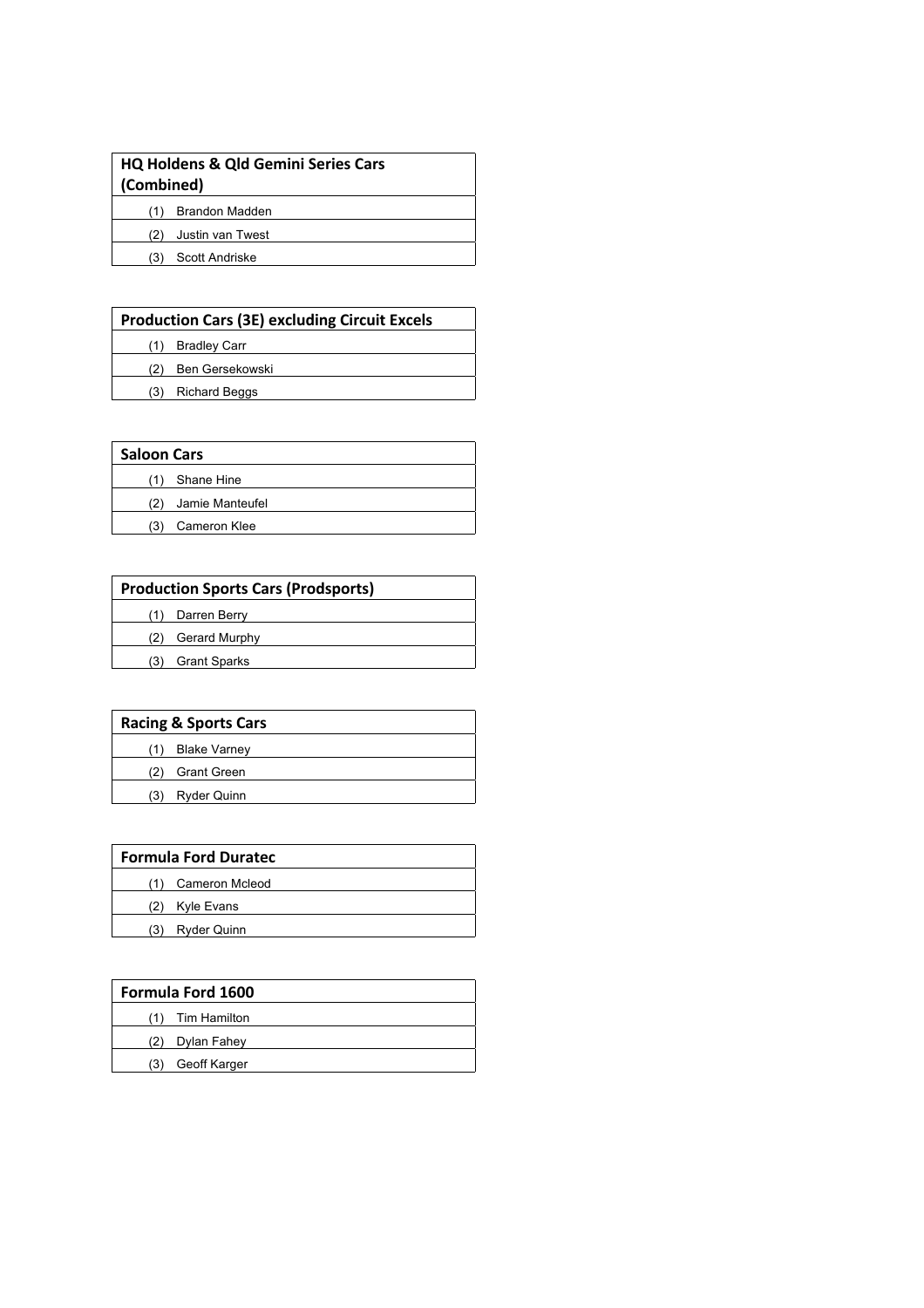| HQ Holdens & Qld Gemini Series Cars (Combined) |
| --- |
| (1) Brandon Madden |
| (2) Justin van Twest |
| (3) Scott Andriske |

| Production Cars (3E) excluding Circuit Excels |
| --- |
| (1) Bradley Carr |
| (2) Ben Gersekowski |
| (3) Richard Beggs |

| Saloon Cars |
| --- |
| (1) Shane Hine |
| (2) Jamie Manteufel |
| (3) Cameron Klee |

| Production Sports Cars (Prodsports) |
| --- |
| (1) Darren Berry |
| (2) Gerard Murphy |
| (3) Grant Sparks |

| Racing & Sports Cars |
| --- |
| (1) Blake Varney |
| (2) Grant Green |
| (3) Ryder Quinn |

| Formula Ford Duratec |
| --- |
| (1) Cameron Mcleod |
| (2) Kyle Evans |
| (3) Ryder Quinn |

| Formula Ford 1600 |
| --- |
| (1) Tim Hamilton |
| (2) Dylan Fahey |
| (3) Geoff Karger |